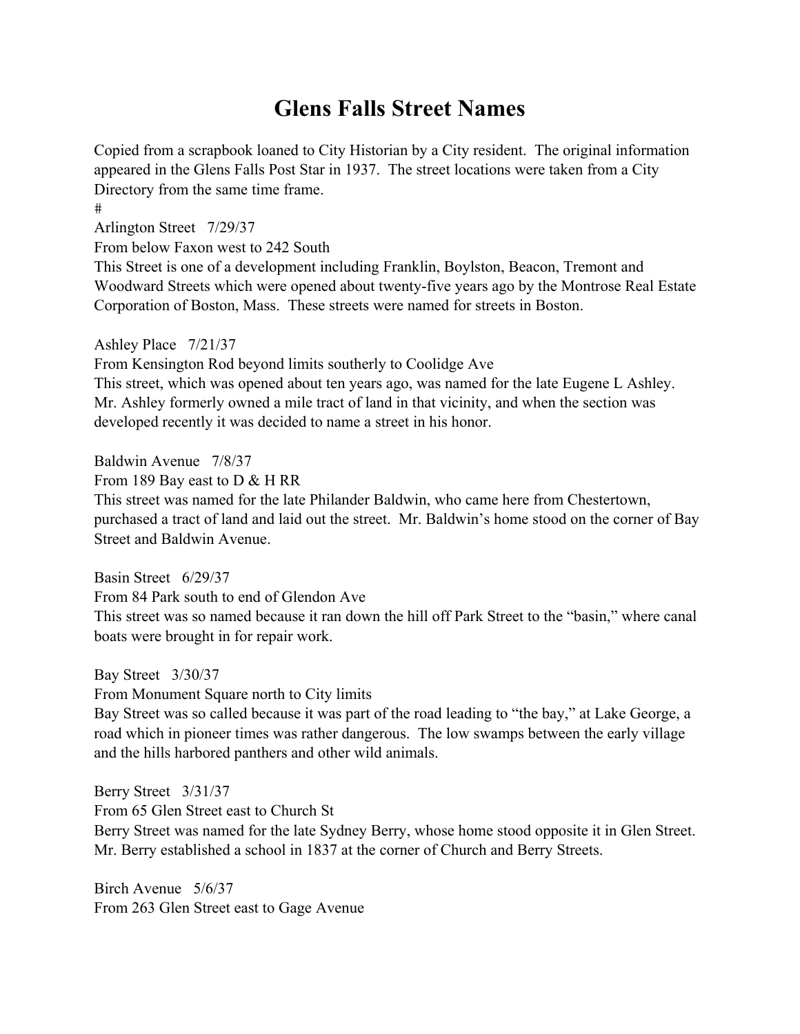# Glens Falls Street Names

Copied from a scrapbook loaned to City Historian by a City resident. The original information appeared in the Glens Falls Post Star in 1937. The street locations were taken from a City Directory from the same time frame.

#

Arlington Street 7/29/37
From below Faxon west to 242 South
This Street is one of a development including Franklin, Boylston, Beacon, Tremont and Woodward Streets which were opened about twenty-five years ago by the Montrose Real Estate Corporation of Boston, Mass. These streets were named for streets in Boston.

Ashley Place 7/21/37
From Kensington Rod beyond limits southerly to Coolidge Ave
This street, which was opened about ten years ago, was named for the late Eugene L Ashley. Mr. Ashley formerly owned a mile tract of land in that vicinity, and when the section was developed recently it was decided to name a street in his honor.

Baldwin Avenue 7/8/37
From 189 Bay east to D & H RR
This street was named for the late Philander Baldwin, who came here from Chestertown, purchased a tract of land and laid out the street. Mr. Baldwin's home stood on the corner of Bay Street and Baldwin Avenue.

Basin Street 6/29/37
From 84 Park south to end of Glendon Ave
This street was so named because it ran down the hill off Park Street to the "basin," where canal boats were brought in for repair work.

Bay Street 3/30/37
From Monument Square north to City limits
Bay Street was so called because it was part of the road leading to "the bay," at Lake George, a road which in pioneer times was rather dangerous. The low swamps between the early village and the hills harbored panthers and other wild animals.

Berry Street 3/31/37
From 65 Glen Street east to Church St
Berry Street was named for the late Sydney Berry, whose home stood opposite it in Glen Street. Mr. Berry established a school in 1837 at the corner of Church and Berry Streets.

Birch Avenue 5/6/37
From 263 Glen Street east to Gage Avenue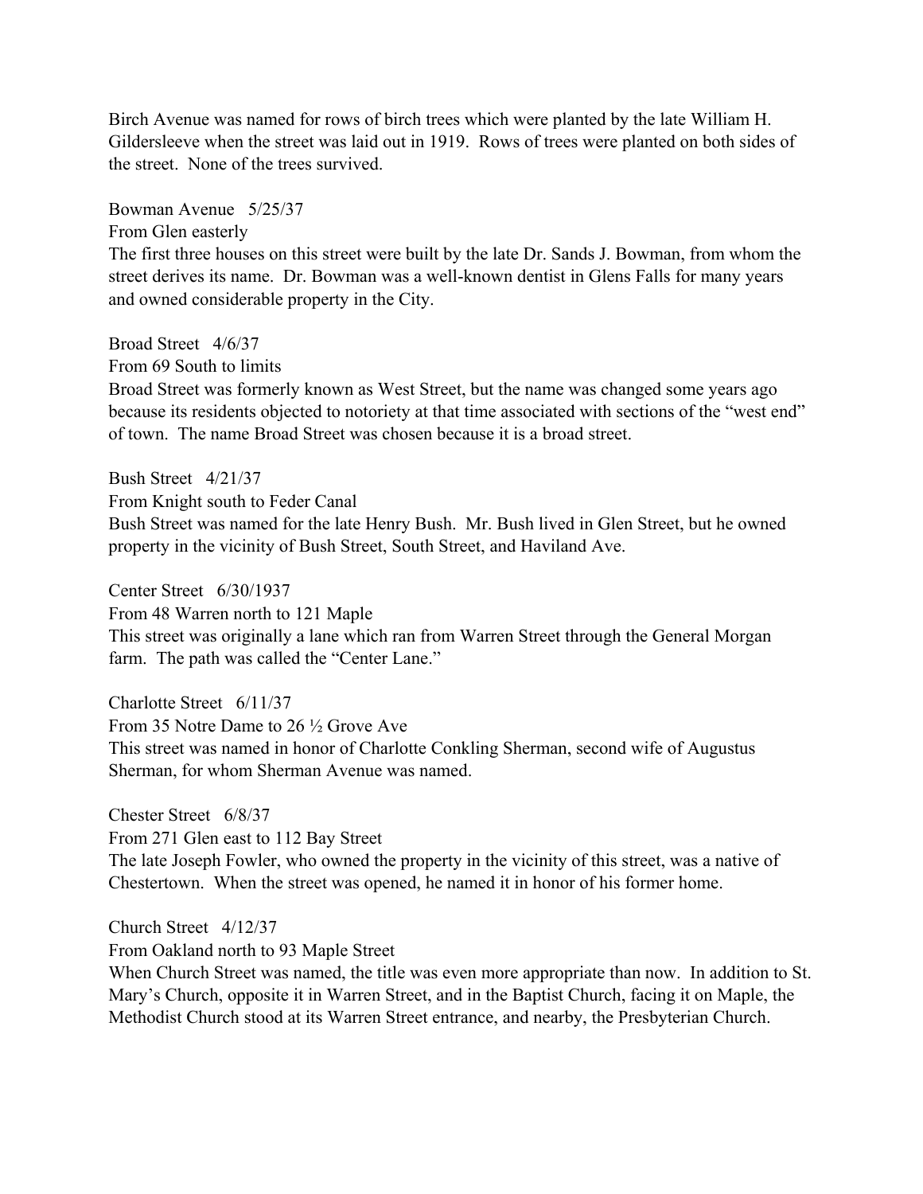Birch Avenue was named for rows of birch trees which were planted by the late William H. Gildersleeve when the street was laid out in 1919. Rows of trees were planted on both sides of the street. None of the trees survived.

Bowman Avenue 5/25/37
From Glen easterly
The first three houses on this street were built by the late Dr. Sands J. Bowman, from whom the street derives its name. Dr. Bowman was a well-known dentist in Glens Falls for many years and owned considerable property in the City.

Broad Street 4/6/37
From 69 South to limits
Broad Street was formerly known as West Street, but the name was changed some years ago because its residents objected to notoriety at that time associated with sections of the "west end" of town. The name Broad Street was chosen because it is a broad street.

Bush Street 4/21/37
From Knight south to Feder Canal
Bush Street was named for the late Henry Bush. Mr. Bush lived in Glen Street, but he owned property in the vicinity of Bush Street, South Street, and Haviland Ave.

Center Street 6/30/1937
From 48 Warren north to 121 Maple
This street was originally a lane which ran from Warren Street through the General Morgan farm. The path was called the "Center Lane."

Charlotte Street 6/11/37
From 35 Notre Dame to 26 ½ Grove Ave
This street was named in honor of Charlotte Conkling Sherman, second wife of Augustus Sherman, for whom Sherman Avenue was named.

Chester Street 6/8/37
From 271 Glen east to 112 Bay Street
The late Joseph Fowler, who owned the property in the vicinity of this street, was a native of Chestertown. When the street was opened, he named it in honor of his former home.

Church Street 4/12/37
From Oakland north to 93 Maple Street
When Church Street was named, the title was even more appropriate than now. In addition to St. Mary's Church, opposite it in Warren Street, and in the Baptist Church, facing it on Maple, the Methodist Church stood at its Warren Street entrance, and nearby, the Presbyterian Church.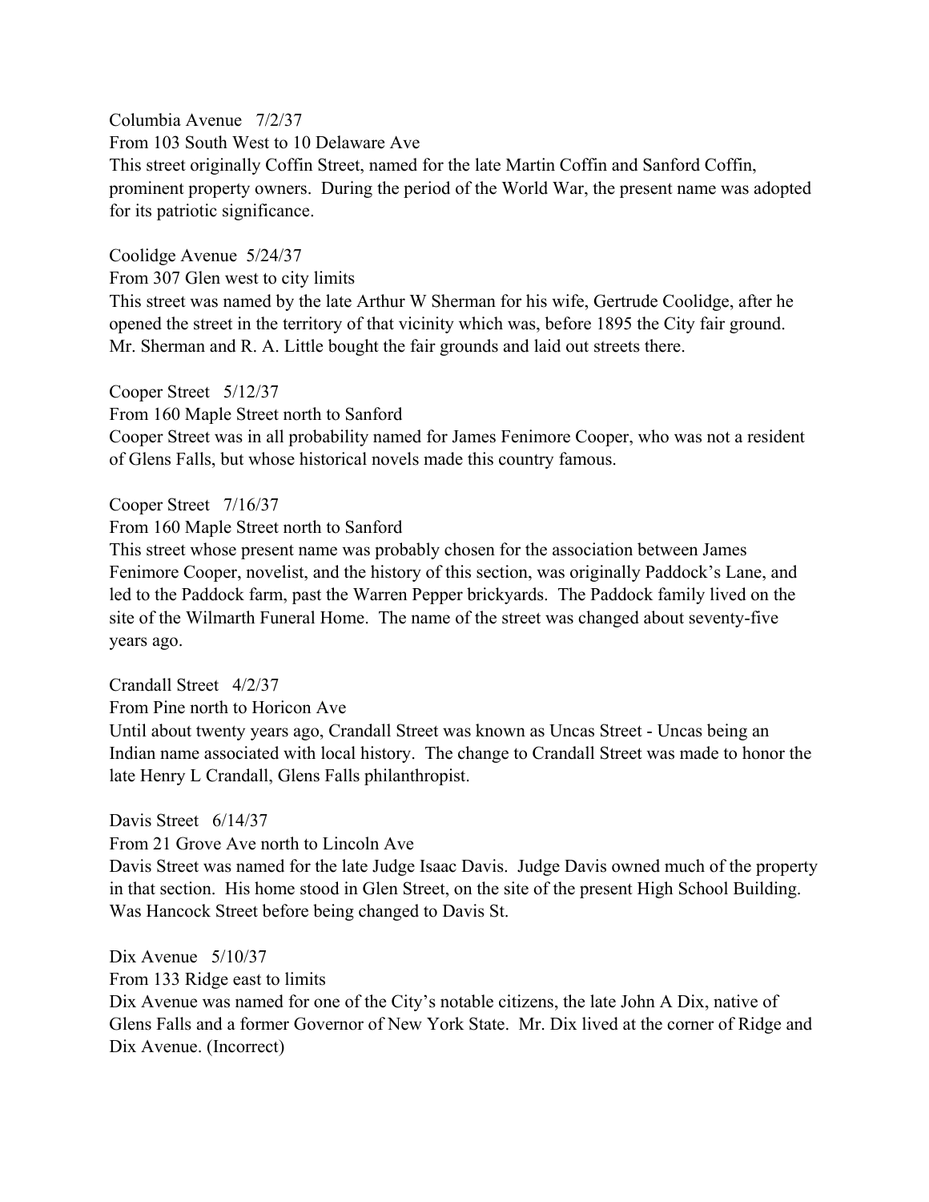Columbia Avenue   7/2/37
From 103 South West to 10 Delaware Ave
This street originally Coffin Street, named for the late Martin Coffin and Sanford Coffin, prominent property owners.  During the period of the World War, the present name was adopted for its patriotic significance.

Coolidge Avenue  5/24/37
From 307 Glen west to city limits
This street was named by the late Arthur W Sherman for his wife, Gertrude Coolidge, after he opened the street in the territory of that vicinity which was, before 1895 the City fair ground.  Mr. Sherman and R. A. Little bought the fair grounds and laid out streets there.

Cooper Street   5/12/37
From 160 Maple Street north to Sanford
Cooper Street was in all probability named for James Fenimore Cooper, who was not a resident of Glens Falls, but whose historical novels made this country famous.

Cooper Street   7/16/37
From 160 Maple Street north to Sanford
This street whose present name was probably chosen for the association between James Fenimore Cooper, novelist, and the history of this section, was originally Paddock's Lane, and led to the Paddock farm, past the Warren Pepper brickyards.  The Paddock family lived on the site of the Wilmarth Funeral Home.  The name of the street was changed about seventy-five years ago.

Crandall Street   4/2/37
From Pine north to Horicon Ave
Until about twenty years ago, Crandall Street was known as Uncas Street - Uncas being an Indian name associated with local history.  The change to Crandall Street was made to honor the late Henry L Crandall, Glens Falls philanthropist.

Davis Street   6/14/37
From 21 Grove Ave north to Lincoln Ave
Davis Street was named for the late Judge Isaac Davis.  Judge Davis owned much of the property in that section.  His home stood in Glen Street, on the site of the present High School Building.  Was Hancock Street before being changed to Davis St.

Dix Avenue   5/10/37
From 133 Ridge east to limits
Dix Avenue was named for one of the City's notable citizens, the late John A Dix, native of Glens Falls and a former Governor of New York State.  Mr. Dix lived at the corner of Ridge and Dix Avenue. (Incorrect)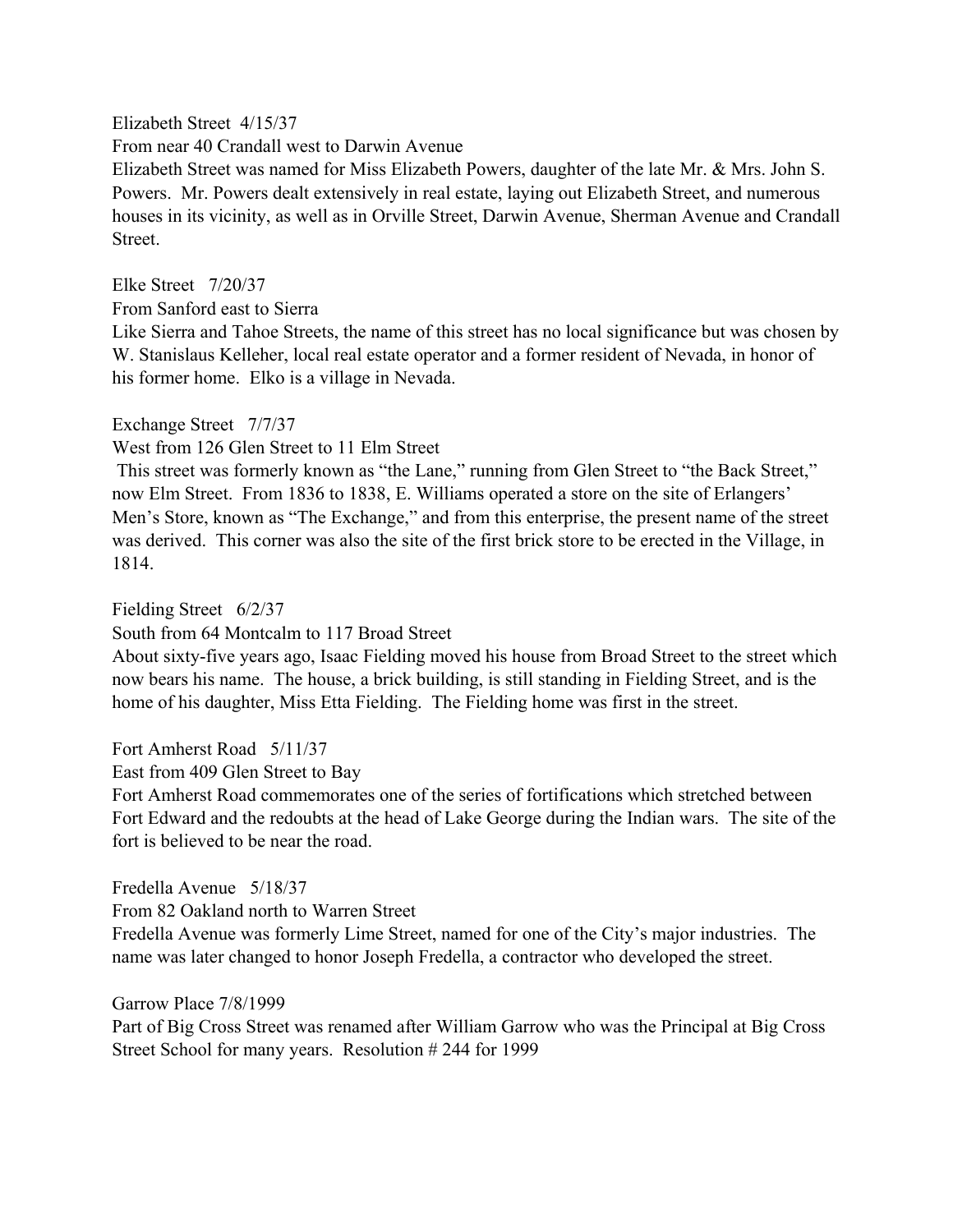Elizabeth Street 4/15/37

From near 40 Crandall west to Darwin Avenue

Elizabeth Street was named for Miss Elizabeth Powers, daughter of the late Mr. & Mrs. John S. Powers. Mr. Powers dealt extensively in real estate, laying out Elizabeth Street, and numerous houses in its vicinity, as well as in Orville Street, Darwin Avenue, Sherman Avenue and Crandall Street.

Elke Street 7/20/37

From Sanford east to Sierra

Like Sierra and Tahoe Streets, the name of this street has no local significance but was chosen by W. Stanislaus Kelleher, local real estate operator and a former resident of Nevada, in honor of his former home. Elko is a village in Nevada.

Exchange Street 7/7/37

West from 126 Glen Street to 11 Elm Street

This street was formerly known as "the Lane," running from Glen Street to "the Back Street," now Elm Street. From 1836 to 1838, E. Williams operated a store on the site of Erlangers' Men's Store, known as "The Exchange," and from this enterprise, the present name of the street was derived. This corner was also the site of the first brick store to be erected in the Village, in 1814.

Fielding Street 6/2/37

South from 64 Montcalm to 117 Broad Street

About sixty-five years ago, Isaac Fielding moved his house from Broad Street to the street which now bears his name. The house, a brick building, is still standing in Fielding Street, and is the home of his daughter, Miss Etta Fielding. The Fielding home was first in the street.

Fort Amherst Road 5/11/37

East from 409 Glen Street to Bay

Fort Amherst Road commemorates one of the series of fortifications which stretched between Fort Edward and the redoubts at the head of Lake George during the Indian wars. The site of the fort is believed to be near the road.

Fredella Avenue 5/18/37

From 82 Oakland north to Warren Street

Fredella Avenue was formerly Lime Street, named for one of the City's major industries. The name was later changed to honor Joseph Fredella, a contractor who developed the street.

Garrow Place 7/8/1999

Part of Big Cross Street was renamed after William Garrow who was the Principal at Big Cross Street School for many years. Resolution # 244 for 1999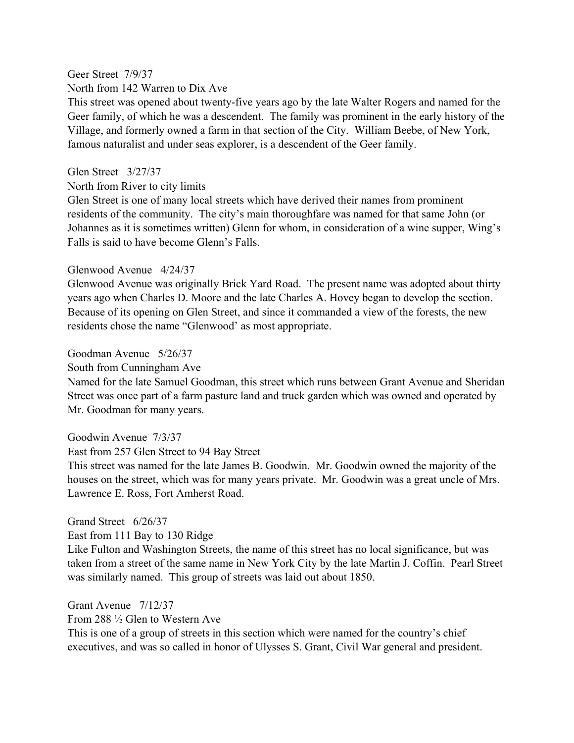Geer Street 7/9/37

North from 142 Warren to Dix Ave

This street was opened about twenty-five years ago by the late Walter Rogers and named for the Geer family, of which he was a descendent. The family was prominent in the early history of the Village, and formerly owned a farm in that section of the City. William Beebe, of New York, famous naturalist and under seas explorer, is a descendent of the Geer family.

Glen Street 3/27/37

North from River to city limits

Glen Street is one of many local streets which have derived their names from prominent residents of the community. The city's main thoroughfare was named for that same John (or Johannes as it is sometimes written) Glenn for whom, in consideration of a wine supper, Wing's Falls is said to have become Glenn's Falls.

Glenwood Avenue 4/24/37

Glenwood Avenue was originally Brick Yard Road. The present name was adopted about thirty years ago when Charles D. Moore and the late Charles A. Hovey began to develop the section. Because of its opening on Glen Street, and since it commanded a view of the forests, the new residents chose the name "Glenwood' as most appropriate.

Goodman Avenue 5/26/37

South from Cunningham Ave

Named for the late Samuel Goodman, this street which runs between Grant Avenue and Sheridan Street was once part of a farm pasture land and truck garden which was owned and operated by Mr. Goodman for many years.

Goodwin Avenue 7/3/37

East from 257 Glen Street to 94 Bay Street

This street was named for the late James B. Goodwin. Mr. Goodwin owned the majority of the houses on the street, which was for many years private. Mr. Goodwin was a great uncle of Mrs. Lawrence E. Ross, Fort Amherst Road.

Grand Street 6/26/37

East from 111 Bay to 130 Ridge

Like Fulton and Washington Streets, the name of this street has no local significance, but was taken from a street of the same name in New York City by the late Martin J. Coffin. Pearl Street was similarly named. This group of streets was laid out about 1850.

Grant Avenue 7/12/37

From 288 ½ Glen to Western Ave

This is one of a group of streets in this section which were named for the country's chief executives, and was so called in honor of Ulysses S. Grant, Civil War general and president.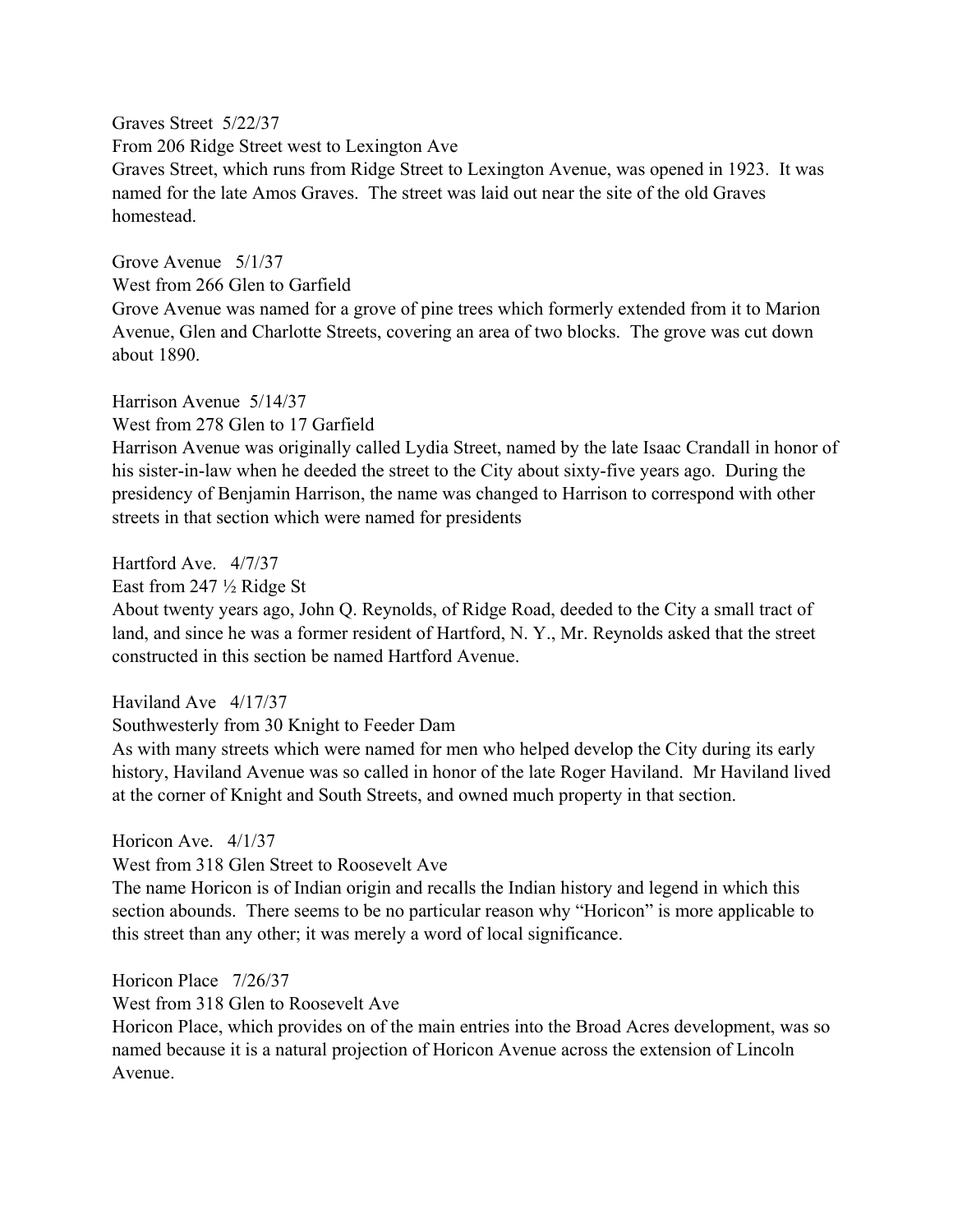Graves Street 5/22/37

From 206 Ridge Street west to Lexington Ave

Graves Street, which runs from Ridge Street to Lexington Avenue, was opened in 1923. It was named for the late Amos Graves. The street was laid out near the site of the old Graves homestead.

Grove Avenue 5/1/37

West from 266 Glen to Garfield

Grove Avenue was named for a grove of pine trees which formerly extended from it to Marion Avenue, Glen and Charlotte Streets, covering an area of two blocks. The grove was cut down about 1890.

Harrison Avenue 5/14/37

West from 278 Glen to 17 Garfield

Harrison Avenue was originally called Lydia Street, named by the late Isaac Crandall in honor of his sister-in-law when he deeded the street to the City about sixty-five years ago. During the presidency of Benjamin Harrison, the name was changed to Harrison to correspond with other streets in that section which were named for presidents

Hartford Ave. 4/7/37

East from 247 ½ Ridge St

About twenty years ago, John Q. Reynolds, of Ridge Road, deeded to the City a small tract of land, and since he was a former resident of Hartford, N. Y., Mr. Reynolds asked that the street constructed in this section be named Hartford Avenue.

Haviland Ave 4/17/37

Southwesterly from 30 Knight to Feeder Dam

As with many streets which were named for men who helped develop the City during its early history, Haviland Avenue was so called in honor of the late Roger Haviland. Mr Haviland lived at the corner of Knight and South Streets, and owned much property in that section.

Horicon Ave. 4/1/37

West from 318 Glen Street to Roosevelt Ave

The name Horicon is of Indian origin and recalls the Indian history and legend in which this section abounds. There seems to be no particular reason why "Horicon" is more applicable to this street than any other; it was merely a word of local significance.

Horicon Place 7/26/37

West from 318 Glen to Roosevelt Ave

Horicon Place, which provides on of the main entries into the Broad Acres development, was so named because it is a natural projection of Horicon Avenue across the extension of Lincoln Avenue.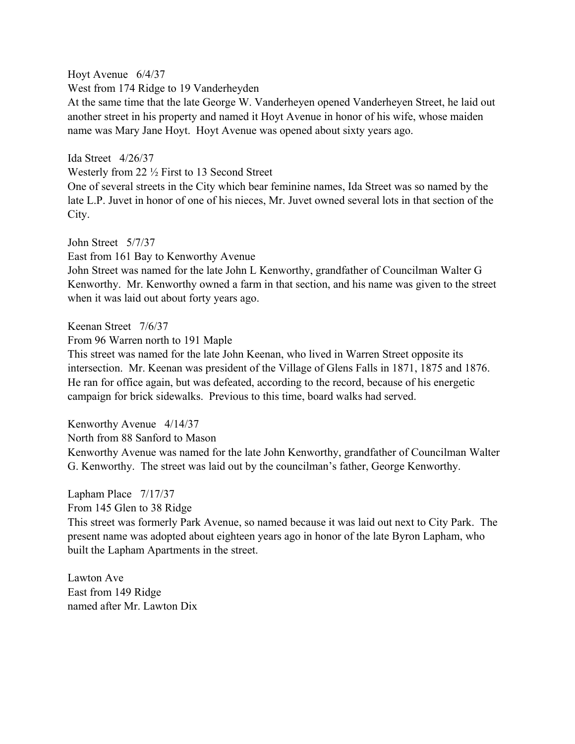Hoyt Avenue 6/4/37
West from 174 Ridge to 19 Vanderheyden
At the same time that the late George W. Vanderheyen opened Vanderheyen Street, he laid out another street in his property and named it Hoyt Avenue in honor of his wife, whose maiden name was Mary Jane Hoyt. Hoyt Avenue was opened about sixty years ago.

Ida Street 4/26/37
Westerly from 22 ½ First to 13 Second Street
One of several streets in the City which bear feminine names, Ida Street was so named by the late L.P. Juvet in honor of one of his nieces, Mr. Juvet owned several lots in that section of the City.

John Street 5/7/37
East from 161 Bay to Kenworthy Avenue
John Street was named for the late John L Kenworthy, grandfather of Councilman Walter G Kenworthy. Mr. Kenworthy owned a farm in that section, and his name was given to the street when it was laid out about forty years ago.

Keenan Street 7/6/37
From 96 Warren north to 191 Maple
This street was named for the late John Keenan, who lived in Warren Street opposite its intersection. Mr. Keenan was president of the Village of Glens Falls in 1871, 1875 and 1876. He ran for office again, but was defeated, according to the record, because of his energetic campaign for brick sidewalks. Previous to this time, board walks had served.

Kenworthy Avenue 4/14/37
North from 88 Sanford to Mason
Kenworthy Avenue was named for the late John Kenworthy, grandfather of Councilman Walter G. Kenworthy. The street was laid out by the councilman's father, George Kenworthy.

Lapham Place 7/17/37
From 145 Glen to 38 Ridge
This street was formerly Park Avenue, so named because it was laid out next to City Park. The present name was adopted about eighteen years ago in honor of the late Byron Lapham, who built the Lapham Apartments in the street.

Lawton Ave
East from 149 Ridge
named after Mr. Lawton Dix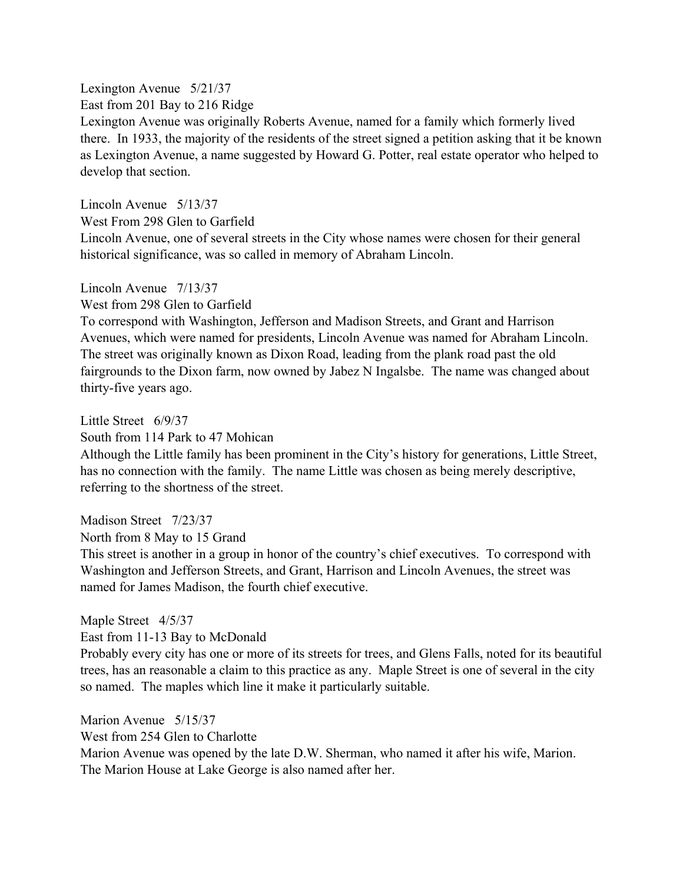Lexington Avenue 5/21/37
East from 201 Bay to 216 Ridge
Lexington Avenue was originally Roberts Avenue, named for a family which formerly lived there. In 1933, the majority of the residents of the street signed a petition asking that it be known as Lexington Avenue, a name suggested by Howard G. Potter, real estate operator who helped to develop that section.

Lincoln Avenue 5/13/37
West From 298 Glen to Garfield
Lincoln Avenue, one of several streets in the City whose names were chosen for their general historical significance, was so called in memory of Abraham Lincoln.

Lincoln Avenue 7/13/37
West from 298 Glen to Garfield
To correspond with Washington, Jefferson and Madison Streets, and Grant and Harrison Avenues, which were named for presidents, Lincoln Avenue was named for Abraham Lincoln. The street was originally known as Dixon Road, leading from the plank road past the old fairgrounds to the Dixon farm, now owned by Jabez N Ingalsbe. The name was changed about thirty-five years ago.

Little Street 6/9/37
South from 114 Park to 47 Mohican
Although the Little family has been prominent in the City's history for generations, Little Street, has no connection with the family. The name Little was chosen as being merely descriptive, referring to the shortness of the street.

Madison Street 7/23/37
North from 8 May to 15 Grand
This street is another in a group in honor of the country's chief executives. To correspond with Washington and Jefferson Streets, and Grant, Harrison and Lincoln Avenues, the street was named for James Madison, the fourth chief executive.

Maple Street 4/5/37
East from 11-13 Bay to McDonald
Probably every city has one or more of its streets for trees, and Glens Falls, noted for its beautiful trees, has an reasonable a claim to this practice as any. Maple Street is one of several in the city so named. The maples which line it make it particularly suitable.

Marion Avenue 5/15/37
West from 254 Glen to Charlotte
Marion Avenue was opened by the late D.W. Sherman, who named it after his wife, Marion. The Marion House at Lake George is also named after her.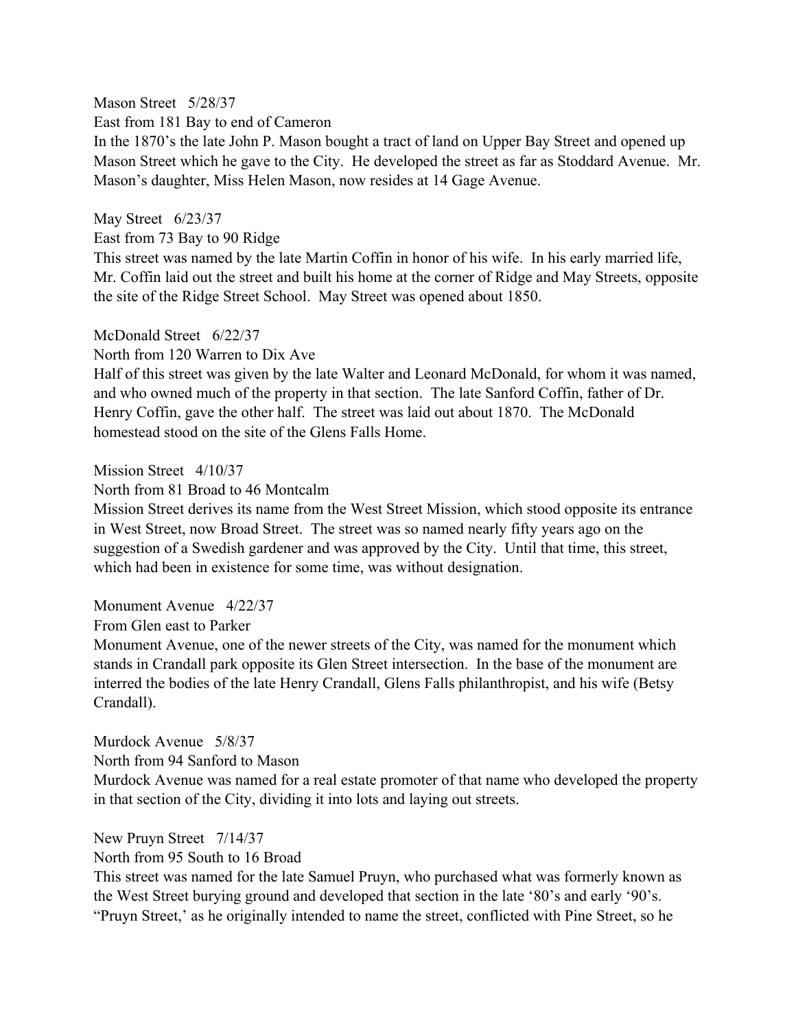Mason Street   5/28/37
East from 181 Bay to end of Cameron
In the 1870's the late John P. Mason bought a tract of land on Upper Bay Street and opened up Mason Street which he gave to the City. He developed the street as far as Stoddard Avenue. Mr. Mason's daughter, Miss Helen Mason, now resides at 14 Gage Avenue.

May Street   6/23/37
East from 73 Bay to 90 Ridge
This street was named by the late Martin Coffin in honor of his wife. In his early married life, Mr. Coffin laid out the street and built his home at the corner of Ridge and May Streets, opposite the site of the Ridge Street School. May Street was opened about 1850.

McDonald Street   6/22/37
North from 120 Warren to Dix Ave
Half of this street was given by the late Walter and Leonard McDonald, for whom it was named, and who owned much of the property in that section. The late Sanford Coffin, father of Dr. Henry Coffin, gave the other half. The street was laid out about 1870. The McDonald homestead stood on the site of the Glens Falls Home.

Mission Street   4/10/37
North from 81 Broad to 46 Montcalm
Mission Street derives its name from the West Street Mission, which stood opposite its entrance in West Street, now Broad Street. The street was so named nearly fifty years ago on the suggestion of a Swedish gardener and was approved by the City. Until that time, this street, which had been in existence for some time, was without designation.

Monument Avenue   4/22/37
From Glen east to Parker
Monument Avenue, one of the newer streets of the City, was named for the monument which stands in Crandall park opposite its Glen Street intersection. In the base of the monument are interred the bodies of the late Henry Crandall, Glens Falls philanthropist, and his wife (Betsy Crandall).

Murdock Avenue   5/8/37
North from 94 Sanford to Mason
Murdock Avenue was named for a real estate promoter of that name who developed the property in that section of the City, dividing it into lots and laying out streets.

New Pruyn Street   7/14/37
North from 95 South to 16 Broad
This street was named for the late Samuel Pruyn, who purchased what was formerly known as the West Street burying ground and developed that section in the late '80's and early '90's. "Pruyn Street,' as he originally intended to name the street, conflicted with Pine Street, so he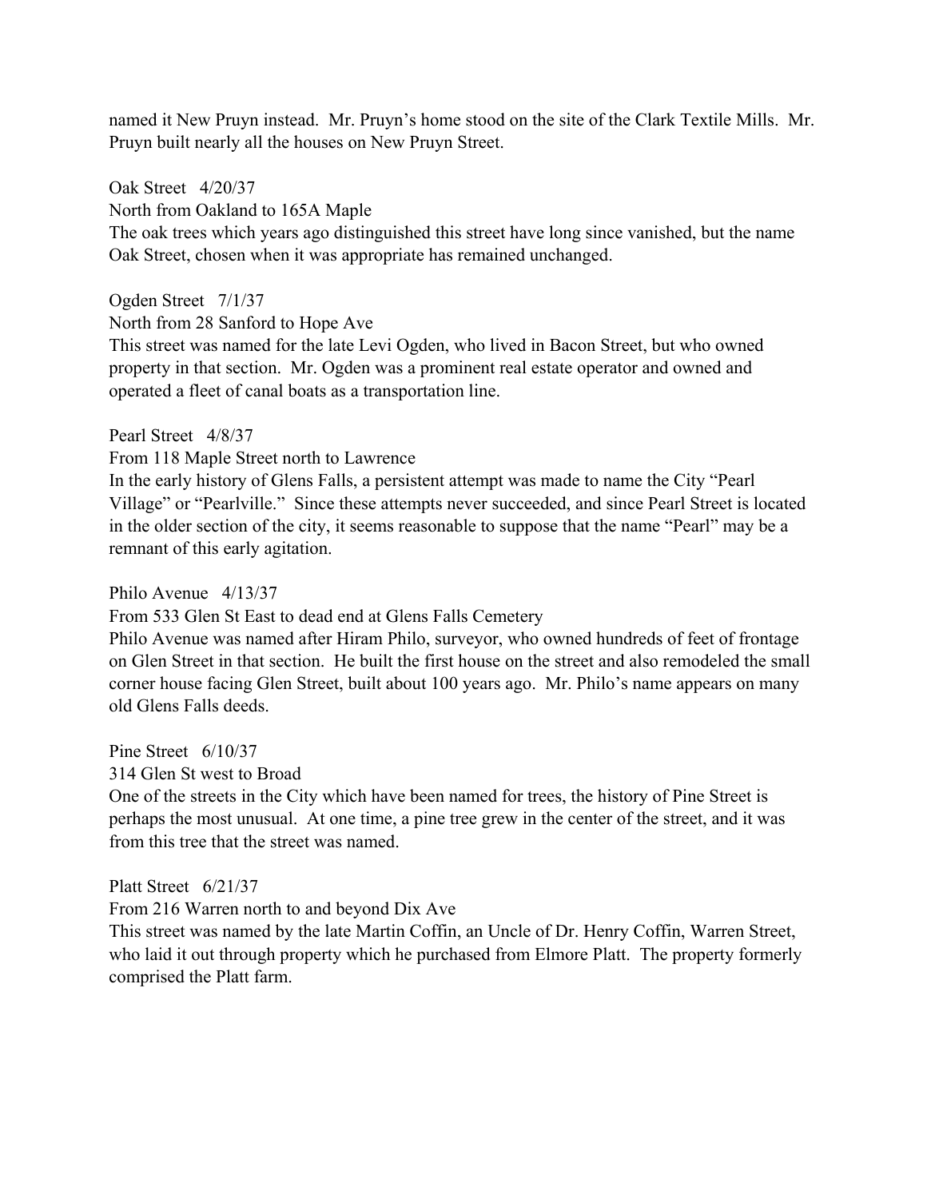named it New Pruyn instead. Mr. Pruyn's home stood on the site of the Clark Textile Mills. Mr. Pruyn built nearly all the houses on New Pruyn Street.

Oak Street 4/20/37
North from Oakland to 165A Maple
The oak trees which years ago distinguished this street have long since vanished, but the name Oak Street, chosen when it was appropriate has remained unchanged.

Ogden Street 7/1/37
North from 28 Sanford to Hope Ave
This street was named for the late Levi Ogden, who lived in Bacon Street, but who owned property in that section. Mr. Ogden was a prominent real estate operator and owned and operated a fleet of canal boats as a transportation line.

Pearl Street 4/8/37
From 118 Maple Street north to Lawrence
In the early history of Glens Falls, a persistent attempt was made to name the City "Pearl Village" or "Pearlville." Since these attempts never succeeded, and since Pearl Street is located in the older section of the city, it seems reasonable to suppose that the name "Pearl" may be a remnant of this early agitation.

Philo Avenue 4/13/37
From 533 Glen St East to dead end at Glens Falls Cemetery
Philo Avenue was named after Hiram Philo, surveyor, who owned hundreds of feet of frontage on Glen Street in that section. He built the first house on the street and also remodeled the small corner house facing Glen Street, built about 100 years ago. Mr. Philo's name appears on many old Glens Falls deeds.

Pine Street 6/10/37
314 Glen St west to Broad
One of the streets in the City which have been named for trees, the history of Pine Street is perhaps the most unusual. At one time, a pine tree grew in the center of the street, and it was from this tree that the street was named.

Platt Street 6/21/37
From 216 Warren north to and beyond Dix Ave
This street was named by the late Martin Coffin, an Uncle of Dr. Henry Coffin, Warren Street, who laid it out through property which he purchased from Elmore Platt. The property formerly comprised the Platt farm.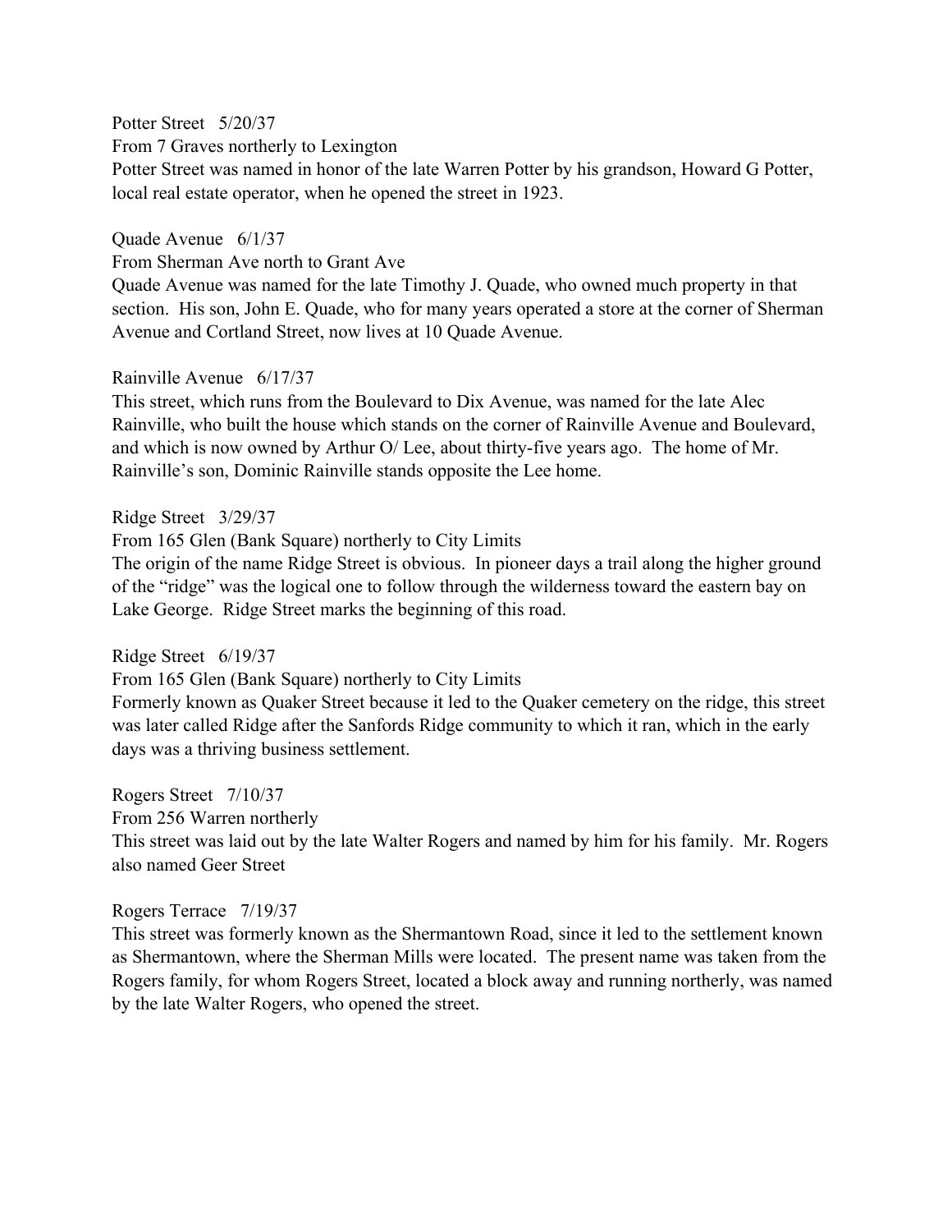Potter Street   5/20/37

From 7 Graves northerly to Lexington

Potter Street was named in honor of the late Warren Potter by his grandson, Howard G Potter, local real estate operator, when he opened the street in 1923.

Quade Avenue   6/1/37

From Sherman Ave north to Grant Ave

Quade Avenue was named for the late Timothy J. Quade, who owned much property in that section. His son, John E. Quade, who for many years operated a store at the corner of Sherman Avenue and Cortland Street, now lives at 10 Quade Avenue.

Rainville Avenue   6/17/37

This street, which runs from the Boulevard to Dix Avenue, was named for the late Alec Rainville, who built the house which stands on the corner of Rainville Avenue and Boulevard, and which is now owned by Arthur O/ Lee, about thirty-five years ago. The home of Mr. Rainville's son, Dominic Rainville stands opposite the Lee home.

Ridge Street   3/29/37

From 165 Glen (Bank Square) northerly to City Limits

The origin of the name Ridge Street is obvious. In pioneer days a trail along the higher ground of the "ridge" was the logical one to follow through the wilderness toward the eastern bay on Lake George. Ridge Street marks the beginning of this road.

Ridge Street   6/19/37

From 165 Glen (Bank Square) northerly to City Limits

Formerly known as Quaker Street because it led to the Quaker cemetery on the ridge, this street was later called Ridge after the Sanfords Ridge community to which it ran, which in the early days was a thriving business settlement.

Rogers Street   7/10/37

From 256 Warren northerly

This street was laid out by the late Walter Rogers and named by him for his family. Mr. Rogers also named Geer Street

Rogers Terrace   7/19/37

This street was formerly known as the Shermantown Road, since it led to the settlement known as Shermantown, where the Sherman Mills were located. The present name was taken from the Rogers family, for whom Rogers Street, located a block away and running northerly, was named by the late Walter Rogers, who opened the street.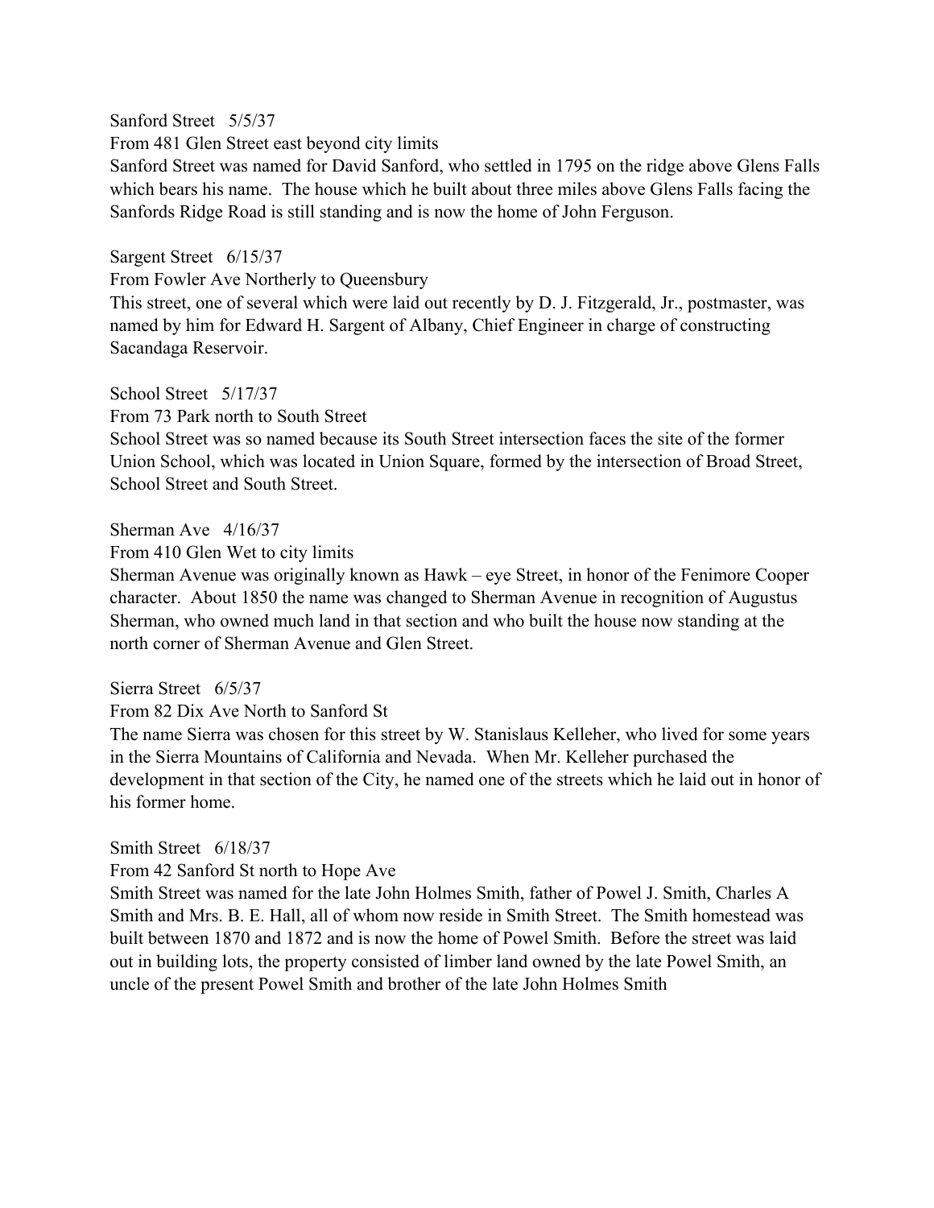Sanford Street 5/5/37

From 481 Glen Street east beyond city limits

Sanford Street was named for David Sanford, who settled in 1795 on the ridge above Glens Falls which bears his name. The house which he built about three miles above Glens Falls facing the Sanfords Ridge Road is still standing and is now the home of John Ferguson.

Sargent Street 6/15/37

From Fowler Ave Northerly to Queensbury

This street, one of several which were laid out recently by D. J. Fitzgerald, Jr., postmaster, was named by him for Edward H. Sargent of Albany, Chief Engineer in charge of constructing Sacandaga Reservoir.

School Street 5/17/37

From 73 Park north to South Street

School Street was so named because its South Street intersection faces the site of the former Union School, which was located in Union Square, formed by the intersection of Broad Street, School Street and South Street.

Sherman Ave 4/16/37

From 410 Glen Wet to city limits

Sherman Avenue was originally known as Hawk – eye Street, in honor of the Fenimore Cooper character. About 1850 the name was changed to Sherman Avenue in recognition of Augustus Sherman, who owned much land in that section and who built the house now standing at the north corner of Sherman Avenue and Glen Street.

Sierra Street 6/5/37

From 82 Dix Ave North to Sanford St

The name Sierra was chosen for this street by W. Stanislaus Kelleher, who lived for some years in the Sierra Mountains of California and Nevada. When Mr. Kelleher purchased the development in that section of the City, he named one of the streets which he laid out in honor of his former home.

Smith Street 6/18/37

From 42 Sanford St north to Hope Ave

Smith Street was named for the late John Holmes Smith, father of Powel J. Smith, Charles A Smith and Mrs. B. E. Hall, all of whom now reside in Smith Street. The Smith homestead was built between 1870 and 1872 and is now the home of Powel Smith. Before the street was laid out in building lots, the property consisted of limber land owned by the late Powel Smith, an uncle of the present Powel Smith and brother of the late John Holmes Smith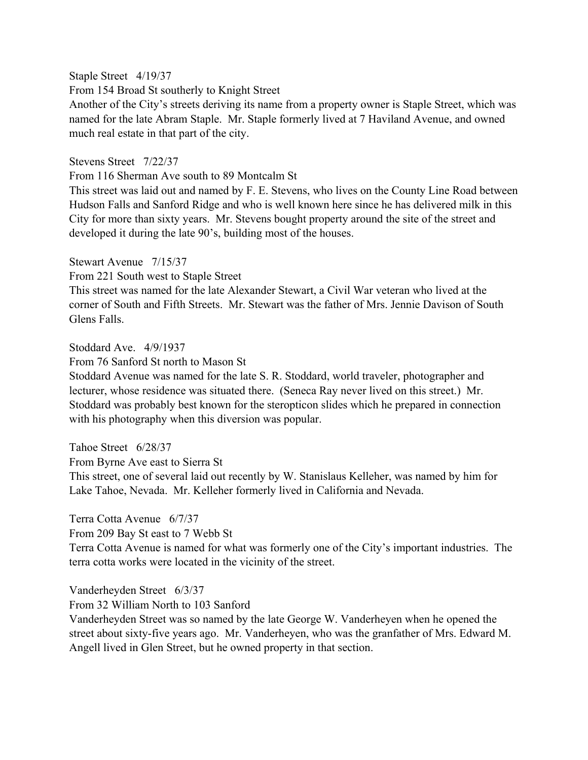Staple Street 4/19/37

From 154 Broad St southerly to Knight Street

Another of the City's streets deriving its name from a property owner is Staple Street, which was named for the late Abram Staple. Mr. Staple formerly lived at 7 Haviland Avenue, and owned much real estate in that part of the city.

Stevens Street 7/22/37

From 116 Sherman Ave south to 89 Montcalm St

This street was laid out and named by F. E. Stevens, who lives on the County Line Road between Hudson Falls and Sanford Ridge and who is well known here since he has delivered milk in this City for more than sixty years. Mr. Stevens bought property around the site of the street and developed it during the late 90's, building most of the houses.

Stewart Avenue 7/15/37

From 221 South west to Staple Street

This street was named for the late Alexander Stewart, a Civil War veteran who lived at the corner of South and Fifth Streets. Mr. Stewart was the father of Mrs. Jennie Davison of South Glens Falls.

Stoddard Ave. 4/9/1937

From 76 Sanford St north to Mason St

Stoddard Avenue was named for the late S. R. Stoddard, world traveler, photographer and lecturer, whose residence was situated there. (Seneca Ray never lived on this street.) Mr. Stoddard was probably best known for the steropticon slides which he prepared in connection with his photography when this diversion was popular.

Tahoe Street 6/28/37

From Byrne Ave east to Sierra St

This street, one of several laid out recently by W. Stanislaus Kelleher, was named by him for Lake Tahoe, Nevada. Mr. Kelleher formerly lived in California and Nevada.

Terra Cotta Avenue 6/7/37

From 209 Bay St east to 7 Webb St

Terra Cotta Avenue is named for what was formerly one of the City's important industries. The terra cotta works were located in the vicinity of the street.

Vanderheyden Street 6/3/37

From 32 William North to 103 Sanford

Vanderheyden Street was so named by the late George W. Vanderheyen when he opened the street about sixty-five years ago. Mr. Vanderheyen, who was the granfather of Mrs. Edward M. Angell lived in Glen Street, but he owned property in that section.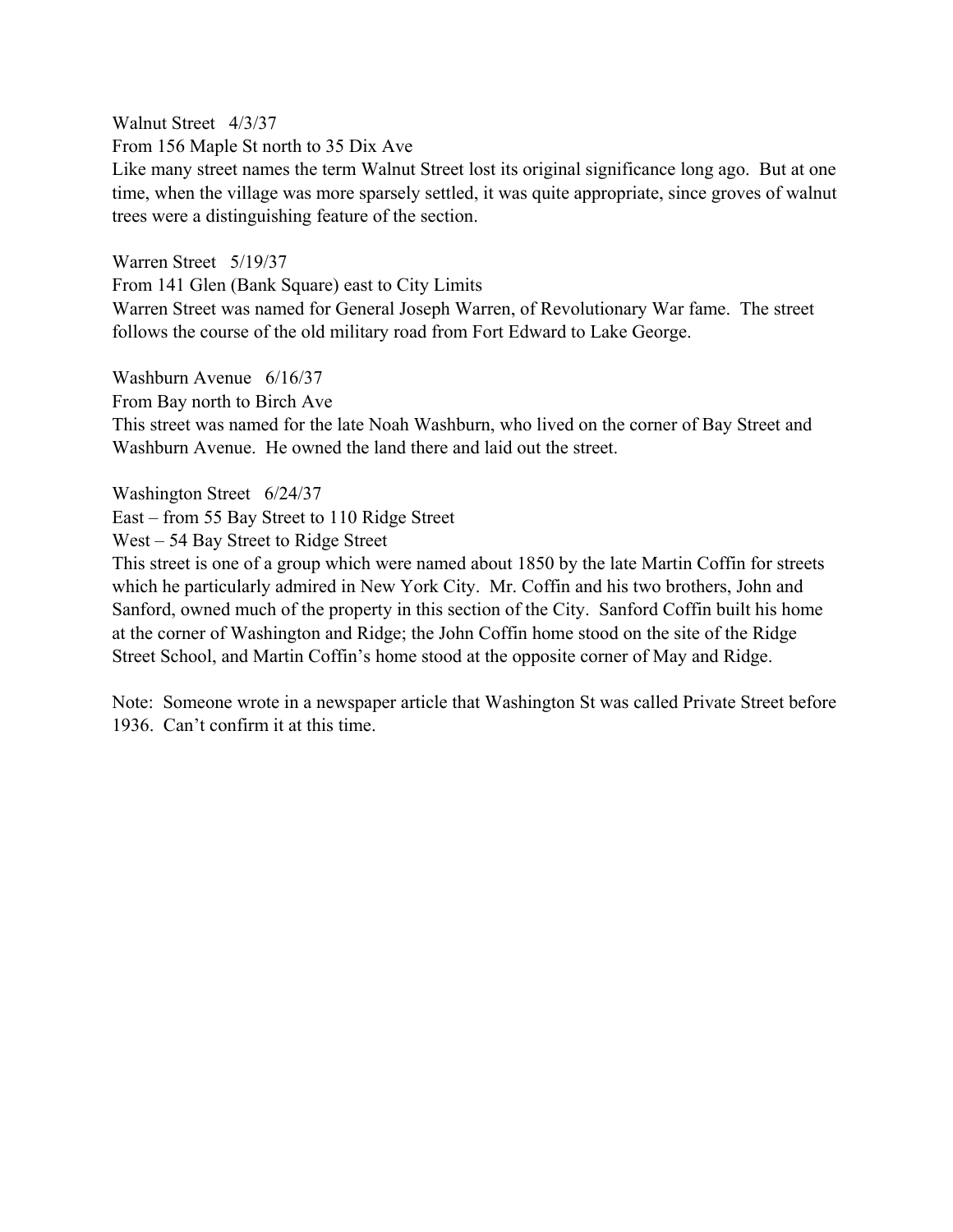Walnut Street 4/3/37

From 156 Maple St north to 35 Dix Ave

Like many street names the term Walnut Street lost its original significance long ago. But at one time, when the village was more sparsely settled, it was quite appropriate, since groves of walnut trees were a distinguishing feature of the section.

Warren Street 5/19/37

From 141 Glen (Bank Square) east to City Limits

Warren Street was named for General Joseph Warren, of Revolutionary War fame. The street follows the course of the old military road from Fort Edward to Lake George.

Washburn Avenue 6/16/37

From Bay north to Birch Ave

This street was named for the late Noah Washburn, who lived on the corner of Bay Street and Washburn Avenue. He owned the land there and laid out the street.

Washington Street 6/24/37

East – from 55 Bay Street to 110 Ridge Street

West – 54 Bay Street to Ridge Street

This street is one of a group which were named about 1850 by the late Martin Coffin for streets which he particularly admired in New York City. Mr. Coffin and his two brothers, John and Sanford, owned much of the property in this section of the City. Sanford Coffin built his home at the corner of Washington and Ridge; the John Coffin home stood on the site of the Ridge Street School, and Martin Coffin's home stood at the opposite corner of May and Ridge.

Note: Someone wrote in a newspaper article that Washington St was called Private Street before 1936. Can't confirm it at this time.